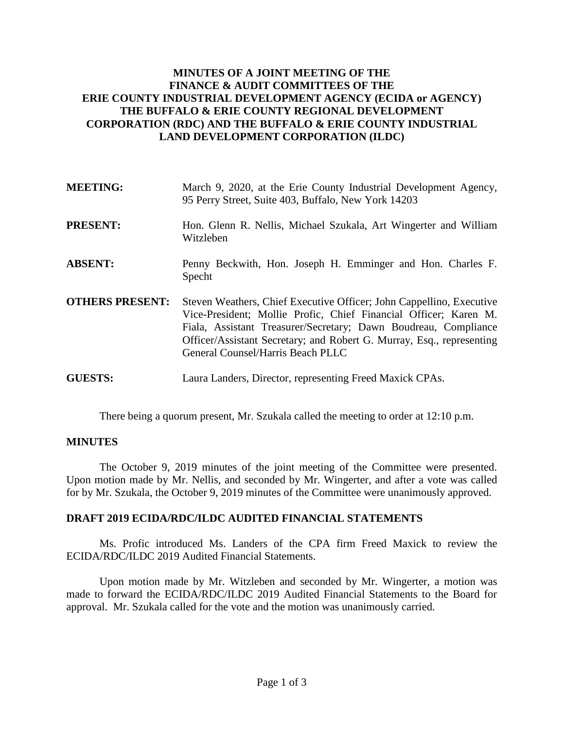# MINUTES OF A JOINT MEETING OF THE FINANCE & AUDIT COMMITTEES OF THE ERIE COUNTY INDUSTRIAL DEVELOPMENT AGENCY (ECIDA or AGENCY) THE BUFFALO & ERIE COUNTY REGIONAL DEVELOPMENT CORPORATION (RDC) AND THE BUFFALO & ERIE COUNTY INDUSTRIAL LAND DEVELOPMENT CORPORATION (ILDC)

**MEETING:** March 9, 2020, at the Erie County Industrial Development Agency, 95 Perry Street, Suite 403, Buffalo, New York 14203

**PRESENT:** Hon. Glenn R. Nellis, Michael Szukala, Art Wingerter and William Witzleben

**ABSENT:** Penny Beckwith, Hon. Joseph H. Emminger and Hon. Charles F. Specht

**OTHERS PRESENT:** Steven Weathers, Chief Executive Officer; John Cappellino, Executive Vice-President; Mollie Profic, Chief Financial Officer; Karen M. Fiala, Assistant Treasurer/Secretary; Dawn Boudreau, Compliance Officer/Assistant Secretary; and Robert G. Murray, Esq., representing General Counsel/Harris Beach PLLC

**GUESTS:** Laura Landers, Director, representing Freed Maxick CPAs.

There being a quorum present, Mr. Szukala called the meeting to order at 12:10 p.m.

## MINUTES

The October 9, 2019 minutes of the joint meeting of the Committee were presented. Upon motion made by Mr. Nellis, and seconded by Mr. Wingerter, and after a vote was called for by Mr. Szukala, the October 9, 2019 minutes of the Committee were unanimously approved.

## DRAFT 2019 ECIDA/RDC/ILDC AUDITED FINANCIAL STATEMENTS

Ms. Profic introduced Ms. Landers of the CPA firm Freed Maxick to review the ECIDA/RDC/ILDC 2019 Audited Financial Statements.

Upon motion made by Mr. Witzleben and seconded by Mr. Wingerter, a motion was made to forward the ECIDA/RDC/ILDC 2019 Audited Financial Statements to the Board for approval. Mr. Szukala called for the vote and the motion was unanimously carried.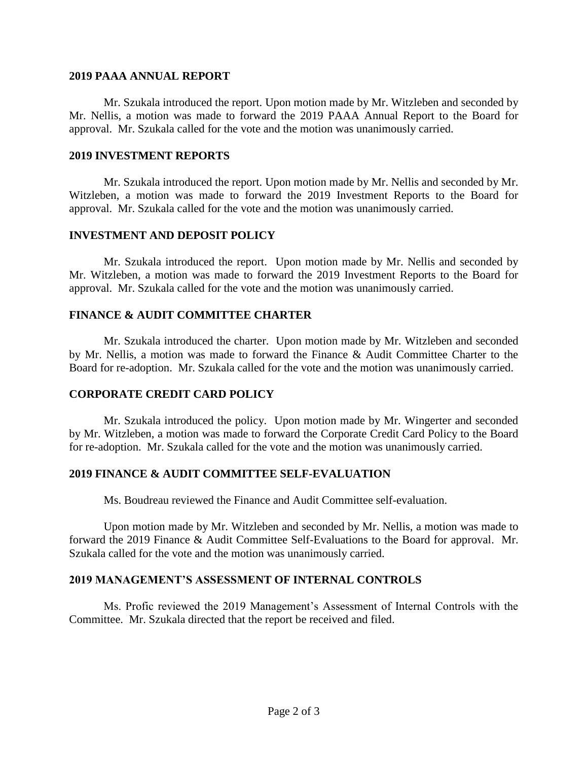## 2019 PAAA ANNUAL REPORT

Mr. Szukala introduced the report. Upon motion made by Mr. Witzleben and seconded by Mr. Nellis, a motion was made to forward the 2019 PAAA Annual Report to the Board for approval. Mr. Szukala called for the vote and the motion was unanimously carried.

## 2019 INVESTMENT REPORTS

Mr. Szukala introduced the report. Upon motion made by Mr. Nellis and seconded by Mr. Witzleben, a motion was made to forward the 2019 Investment Reports to the Board for approval. Mr. Szukala called for the vote and the motion was unanimously carried.

## INVESTMENT AND DEPOSIT POLICY

Mr. Szukala introduced the report. Upon motion made by Mr. Nellis and seconded by Mr. Witzleben, a motion was made to forward the 2019 Investment Reports to the Board for approval. Mr. Szukala called for the vote and the motion was unanimously carried.

## FINANCE & AUDIT COMMITTEE CHARTER

Mr. Szukala introduced the charter. Upon motion made by Mr. Witzleben and seconded by Mr. Nellis, a motion was made to forward the Finance & Audit Committee Charter to the Board for re-adoption. Mr. Szukala called for the vote and the motion was unanimously carried.

## CORPORATE CREDIT CARD POLICY

Mr. Szukala introduced the policy. Upon motion made by Mr. Wingerter and seconded by Mr. Witzleben, a motion was made to forward the Corporate Credit Card Policy to the Board for re-adoption. Mr. Szukala called for the vote and the motion was unanimously carried.

## 2019 FINANCE & AUDIT COMMITTEE SELF-EVALUATION

Ms. Boudreau reviewed the Finance and Audit Committee self-evaluation.

Upon motion made by Mr. Witzleben and seconded by Mr. Nellis, a motion was made to forward the 2019 Finance & Audit Committee Self-Evaluations to the Board for approval. Mr. Szukala called for the vote and the motion was unanimously carried.

## 2019 MANAGEMENT'S ASSESSMENT OF INTERNAL CONTROLS

Ms. Profic reviewed the 2019 Management's Assessment of Internal Controls with the Committee. Mr. Szukala directed that the report be received and filed.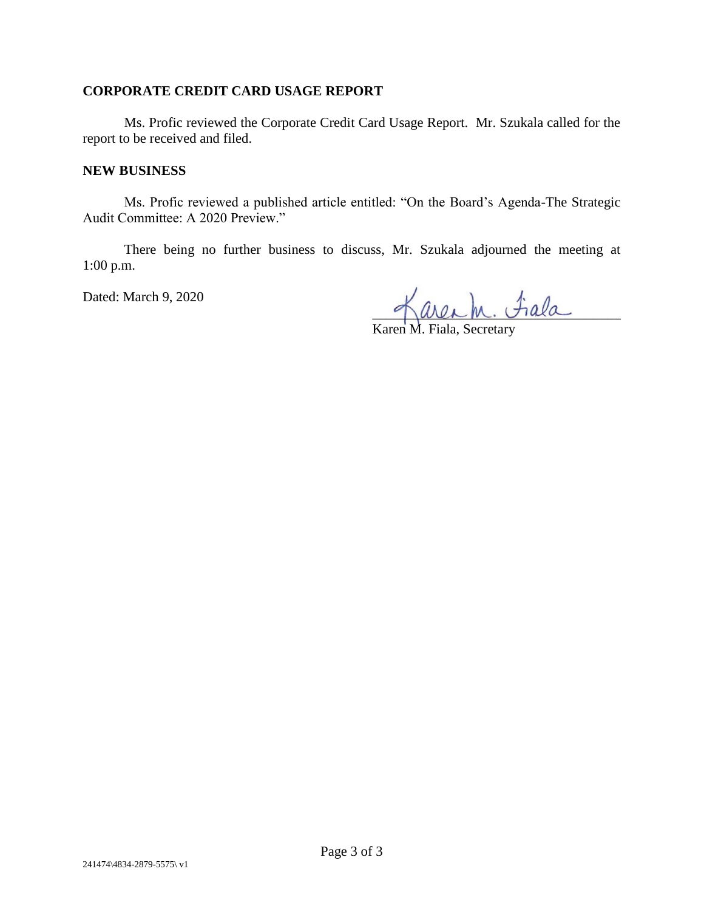## CORPORATE CREDIT CARD USAGE REPORT

Ms. Profic reviewed the Corporate Credit Card Usage Report. Mr. Szukala called for the report to be received and filed.

## NEW BUSINESS

Ms. Profic reviewed a published article entitled: "On the Board's Agenda-The Strategic Audit Committee: A 2020 Preview."

There being no further business to discuss, Mr. Szukala adjourned the meeting at 1:00 p.m.

Dated: March 9, 2020

Karen M. Fiala

Karen M. Fiala, Secretary

241474\4834-2879-5575\ v1